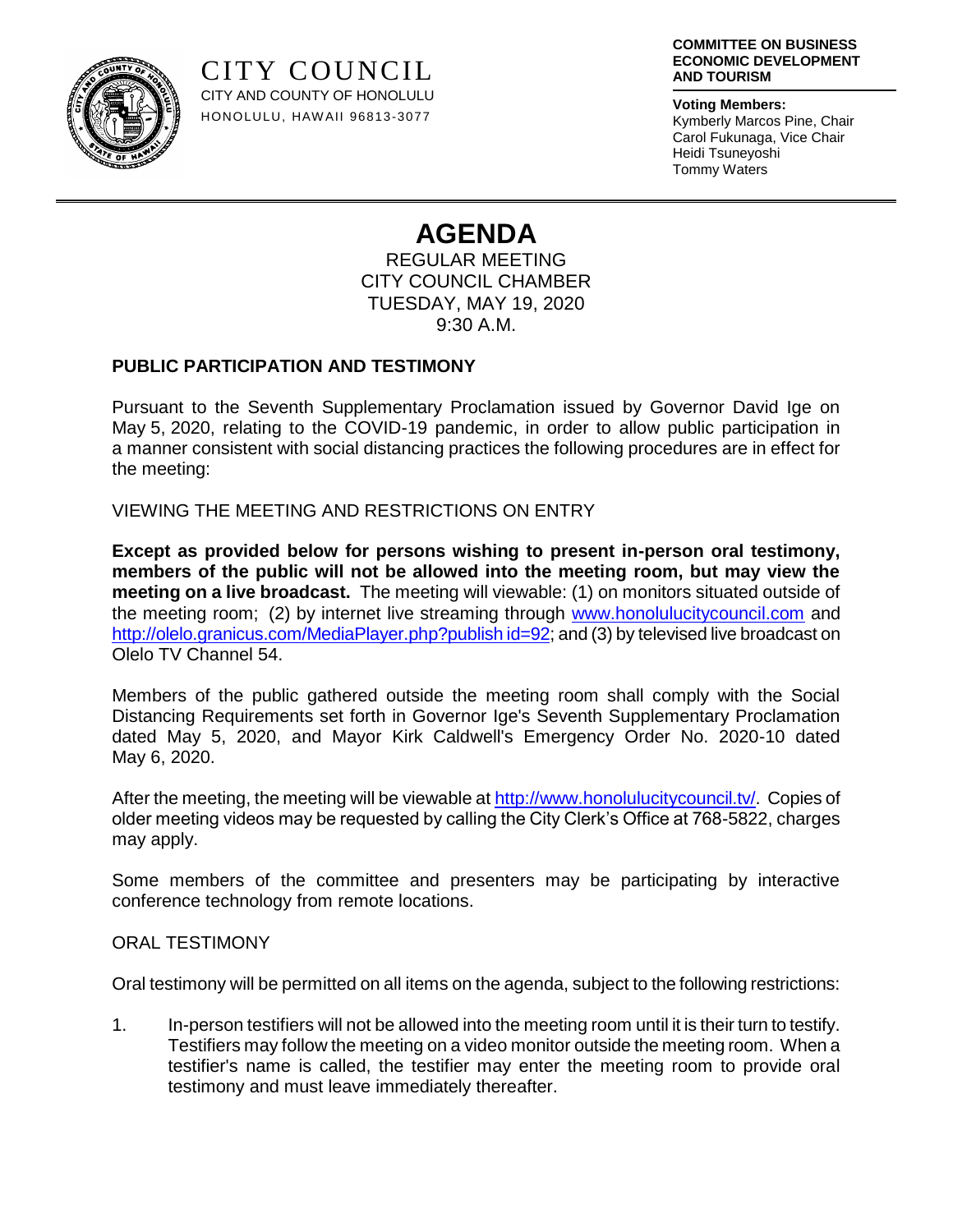CITY COUNCIL
CITY AND COUNTY OF HONOLULU
HONOLULU, HAWAII 96813-3077

**COMMITTEE ON BUSINESS ECONOMIC DEVELOPMENT AND TOURISM**

**Voting Members:**
Kymberly Marcos Pine, Chair
Carol Fukunaga, Vice Chair
Heidi Tsuneyoshi
Tommy Waters

# AGENDA

REGULAR MEETING
CITY COUNCIL CHAMBER
TUESDAY, MAY 19, 2020
9:30 A.M.

**PUBLIC PARTICIPATION AND TESTIMONY**

Pursuant to the Seventh Supplementary Proclamation issued by Governor David Ige on May 5, 2020, relating to the COVID-19 pandemic, in order to allow public participation in a manner consistent with social distancing practices the following procedures are in effect for the meeting:

VIEWING THE MEETING AND RESTRICTIONS ON ENTRY

**Except as provided below for persons wishing to present in-person oral testimony, members of the public will not be allowed into the meeting room, but may view the meeting on a live broadcast.** The meeting will viewable: (1) on monitors situated outside of the meeting room; (2) by internet live streaming through www.honolulucitycouncil.com and http://olelo.granicus.com/MediaPlayer.php?publish id=92; and (3) by televised live broadcast on Olelo TV Channel 54.

Members of the public gathered outside the meeting room shall comply with the Social Distancing Requirements set forth in Governor Ige's Seventh Supplementary Proclamation dated May 5, 2020, and Mayor Kirk Caldwell's Emergency Order No. 2020-10 dated May 6, 2020.

After the meeting, the meeting will be viewable at http://www.honolulucitycouncil.tv/. Copies of older meeting videos may be requested by calling the City Clerk's Office at 768-5822, charges may apply.

Some members of the committee and presenters may be participating by interactive conference technology from remote locations.

ORAL TESTIMONY

Oral testimony will be permitted on all items on the agenda, subject to the following restrictions:

1. In-person testifiers will not be allowed into the meeting room until it is their turn to testify. Testifiers may follow the meeting on a video monitor outside the meeting room. When a testifier's name is called, the testifier may enter the meeting room to provide oral testimony and must leave immediately thereafter.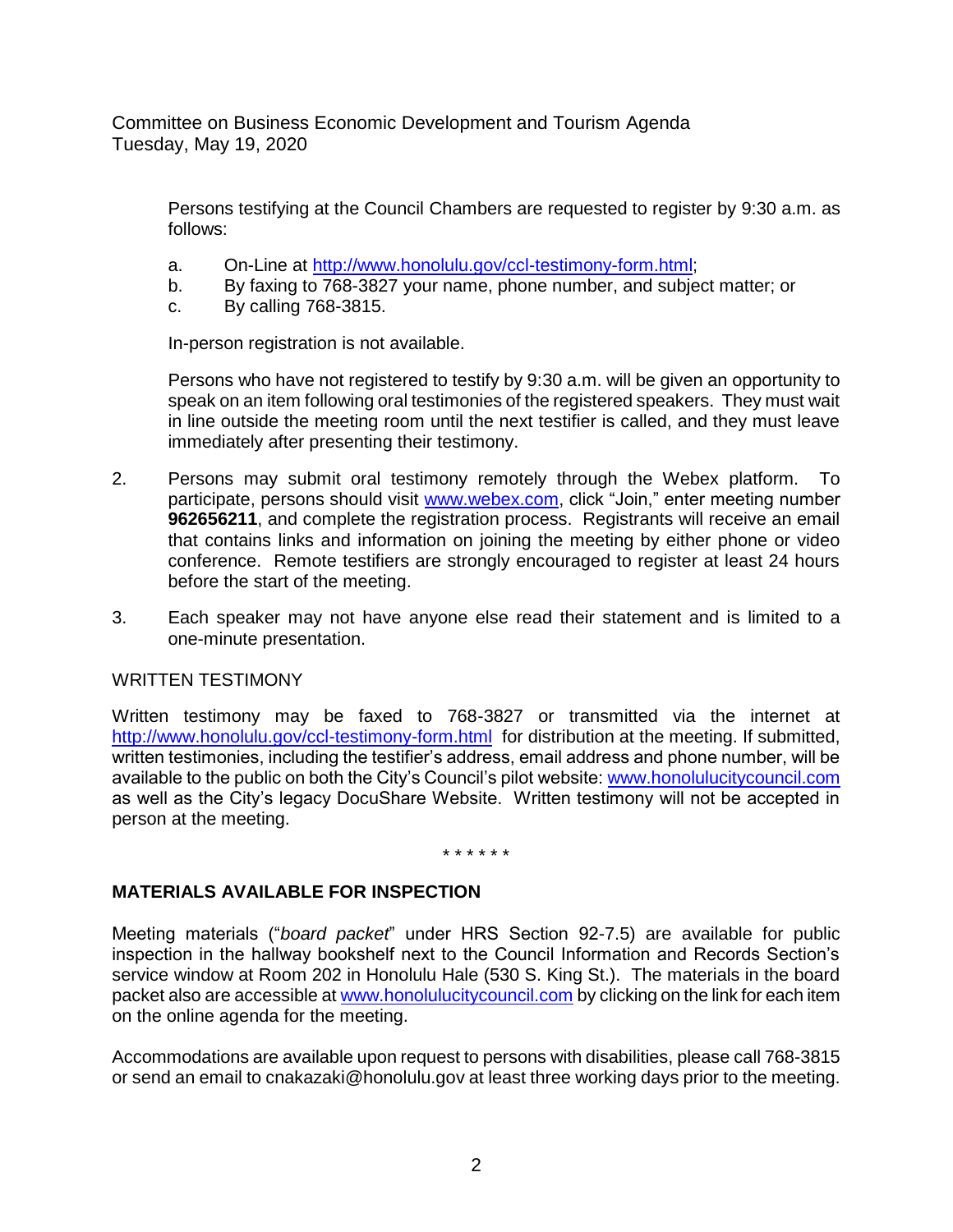Persons testifying at the Council Chambers are requested to register by 9:30 a.m. as follows:

a. On-Line at http://www.honolulu.gov/ccl-testimony-form.html;
b. By faxing to 768-3827 your name, phone number, and subject matter; or
c. By calling 768-3815.

In-person registration is not available.

Persons who have not registered to testify by 9:30 a.m. will be given an opportunity to speak on an item following oral testimonies of the registered speakers. They must wait in line outside the meeting room until the next testifier is called, and they must leave immediately after presenting their testimony.

2. Persons may submit oral testimony remotely through the Webex platform. To participate, persons should visit www.webex.com, click "Join," enter meeting number **962656211**, and complete the registration process. Registrants will receive an email that contains links and information on joining the meeting by either phone or video conference. Remote testifiers are strongly encouraged to register at least 24 hours before the start of the meeting.

3. Each speaker may not have anyone else read their statement and is limited to a one-minute presentation.

WRITTEN TESTIMONY

Written testimony may be faxed to 768-3827 or transmitted via the internet at http://www.honolulu.gov/ccl-testimony-form.html for distribution at the meeting. If submitted, written testimonies, including the testifier's address, email address and phone number, will be available to the public on both the City's Council's pilot website: www.honolulucitycouncil.com as well as the City's legacy DocuShare Website. Written testimony will not be accepted in person at the meeting.

\* \* \* \* \* \*

**MATERIALS AVAILABLE FOR INSPECTION**

Meeting materials ("*board packet*" under HRS Section 92-7.5) are available for public inspection in the hallway bookshelf next to the Council Information and Records Section's service window at Room 202 in Honolulu Hale (530 S. King St.). The materials in the board packet also are accessible at www.honolulucitycouncil.com by clicking on the link for each item on the online agenda for the meeting.

Accommodations are available upon request to persons with disabilities, please call 768-3815 or send an email to cnakazaki@honolulu.gov at least three working days prior to the meeting.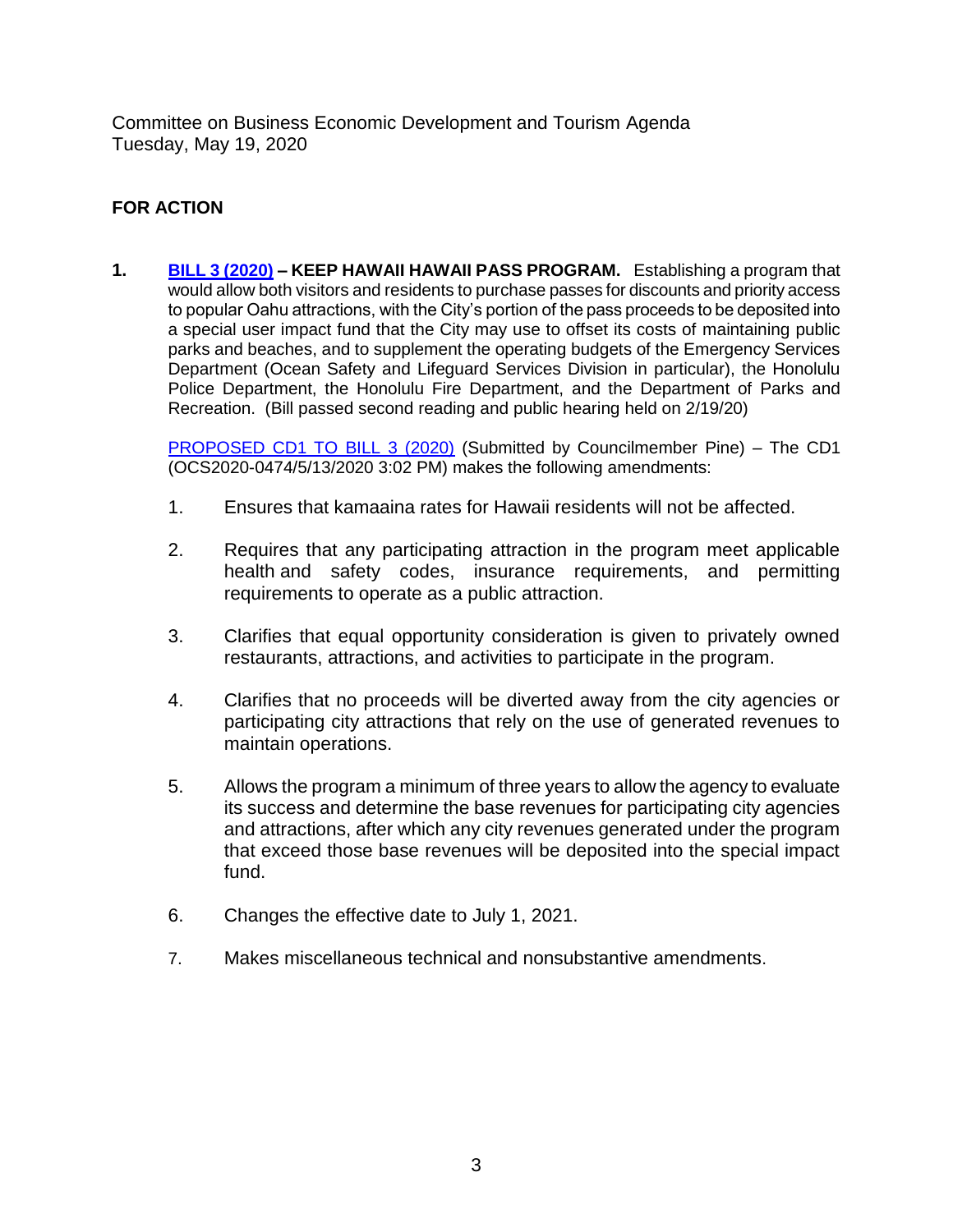Committee on Business Economic Development and Tourism Agenda
Tuesday, May 19, 2020

**FOR ACTION**

**1.** **BILL 3 (2020) – KEEP HAWAII HAWAII PASS PROGRAM.** Establishing a program that would allow both visitors and residents to purchase passes for discounts and priority access to popular Oahu attractions, with the City's portion of the pass proceeds to be deposited into a special user impact fund that the City may use to offset its costs of maintaining public parks and beaches, and to supplement the operating budgets of the Emergency Services Department (Ocean Safety and Lifeguard Services Division in particular), the Honolulu Police Department, the Honolulu Fire Department, and the Department of Parks and Recreation. (Bill passed second reading and public hearing held on 2/19/20)

PROPOSED CD1 TO BILL 3 (2020) (Submitted by Councilmember Pine) – The CD1 (OCS2020-0474/5/13/2020 3:02 PM) makes the following amendments:

1. Ensures that kamaaina rates for Hawaii residents will not be affected.

2. Requires that any participating attraction in the program meet applicable health and safety codes, insurance requirements, and permitting requirements to operate as a public attraction.

3. Clarifies that equal opportunity consideration is given to privately owned restaurants, attractions, and activities to participate in the program.

4. Clarifies that no proceeds will be diverted away from the city agencies or participating city attractions that rely on the use of generated revenues to maintain operations.

5. Allows the program a minimum of three years to allow the agency to evaluate its success and determine the base revenues for participating city agencies and attractions, after which any city revenues generated under the program that exceed those base revenues will be deposited into the special impact fund.

6. Changes the effective date to July 1, 2021.

7. Makes miscellaneous technical and nonsubstantive amendments.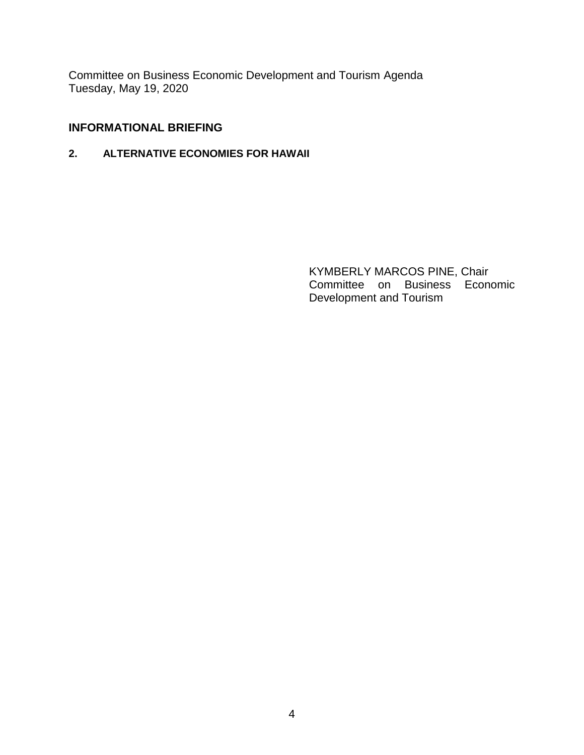Committee on Business Economic Development and Tourism Agenda
Tuesday, May 19, 2020

## INFORMATIONAL BRIEFING

**2. ALTERNATIVE ECONOMIES FOR HAWAII**

KYMBERLY MARCOS PINE, Chair
Committee on Business Economic Development and Tourism